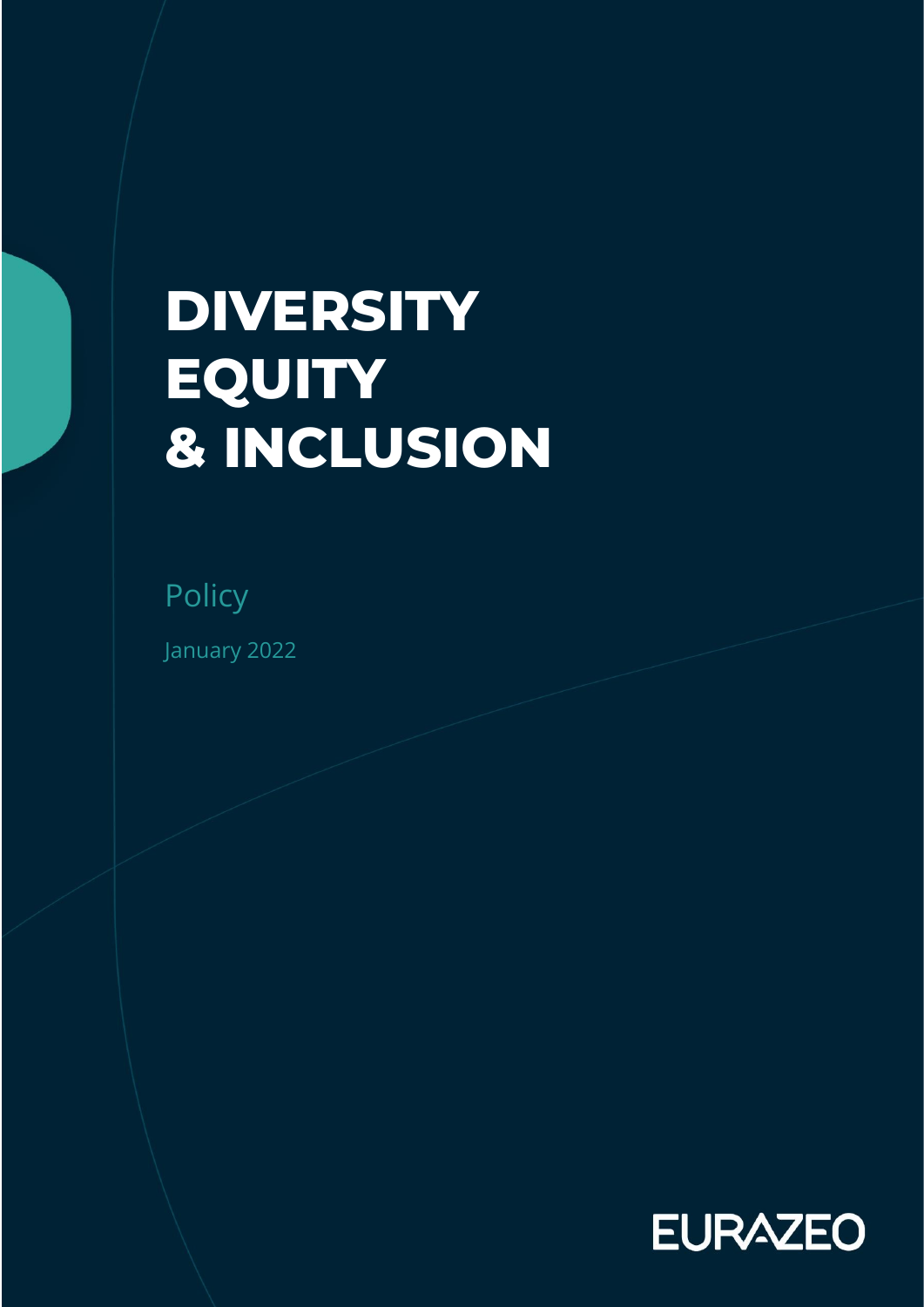# DIVERSITY EQUITY & INCLUSION

Policy

January 2022

EURAZEO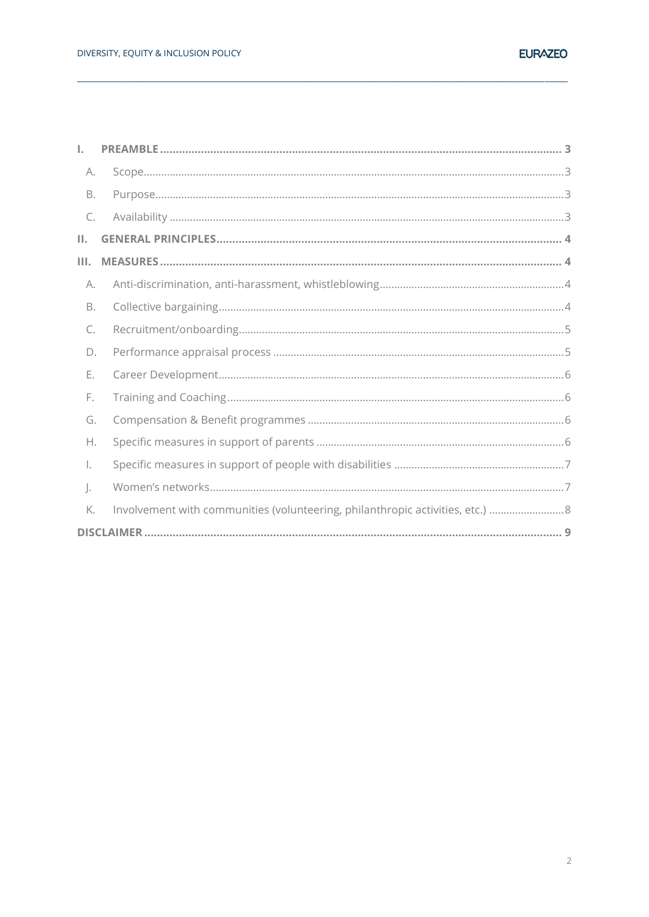- I. **PREAMBLE** .......... 3
  - A. Scope .......... 3
  - B. Purpose .......... 3
  - C. Availability .......... 3
- II. **GENERAL PRINCIPLES** .......... 4
- III. **MEASURES** .......... 4
  - A. Anti-discrimination, anti-harassment, whistleblowing .......... 4
  - B. Collective bargaining .......... 4
  - C. Recruitment/onboarding .......... 5
  - D. Performance appraisal process .......... 5
  - E. Career Development .......... 6
  - F. Training and Coaching .......... 6
  - G. Compensation & Benefit programmes .......... 6
  - H. Specific measures in support of parents .......... 6
  - I. Specific measures in support of people with disabilities .......... 7
  - J. Women's networks .......... 7
  - K. Involvement with communities (volunteering, philanthropic activities, etc.) .......... 8
- **DISCLAIMER** .......... 9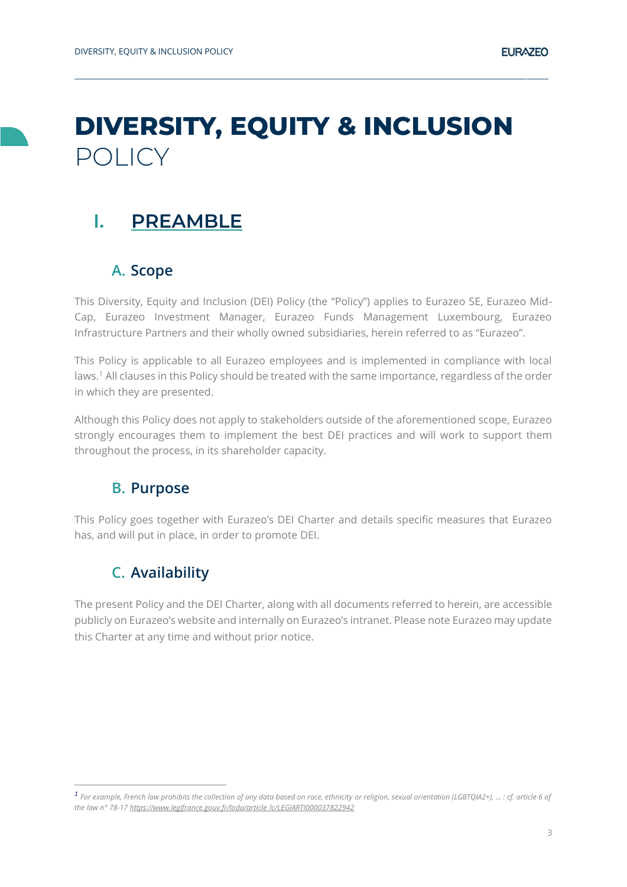# DIVERSITY, EQUITY & INCLUSION POLICY

## I. PREAMBLE

### A. Scope

This Diversity, Equity and Inclusion (DEI) Policy (the "Policy") applies to Eurazeo SE, Eurazeo Mid-Cap, Eurazeo Investment Manager, Eurazeo Funds Management Luxembourg, Eurazeo Infrastructure Partners and their wholly owned subsidiaries, herein referred to as "Eurazeo".

This Policy is applicable to all Eurazeo employees and is implemented in compliance with local laws.[1] All clauses in this Policy should be treated with the same importance, regardless of the order in which they are presented.

Although this Policy does not apply to stakeholders outside of the aforementioned scope, Eurazeo strongly encourages them to implement the best DEI practices and will work to support them throughout the process, in its shareholder capacity.

### B. Purpose

This Policy goes together with Eurazeo's DEI Charter and details specific measures that Eurazeo has, and will put in place, in order to promote DEI.

### C. Availability

The present Policy and the DEI Charter, along with all documents referred to herein, are accessible publicly on Eurazeo's website and internally on Eurazeo's intranet. Please note Eurazeo may update this Charter at any time and without prior notice.

---

[1] *For example, French law prohibits the collection of any data based on race, ethnicity or religion, sexual orientation (LGBTQIA2+), ... : cf. article 6 of the law n° 78-17 https://www.legifrance.gouv.fr/loda/article_lc/LEGIARTI000037822942*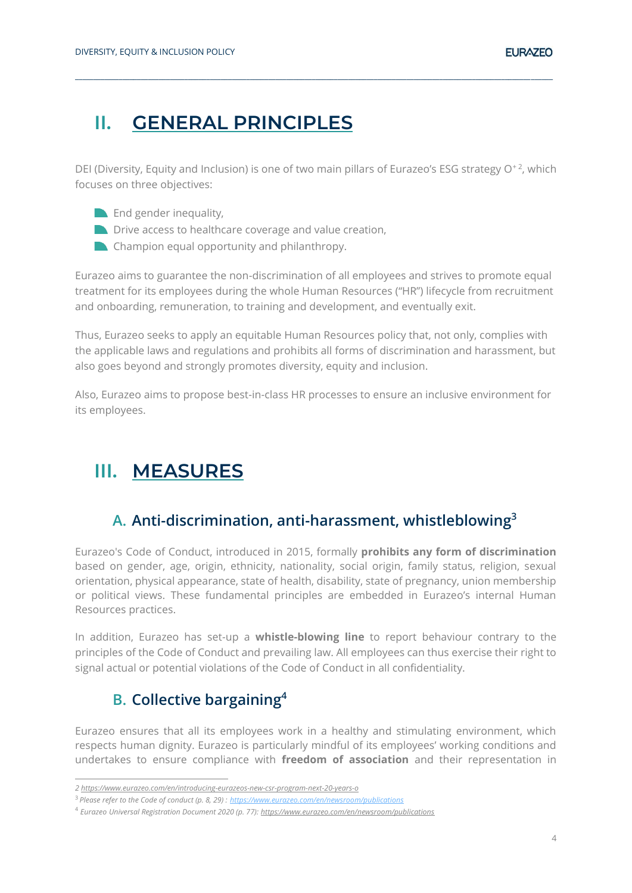# II. GENERAL PRINCIPLES

DEI (Diversity, Equity and Inclusion) is one of two main pillars of Eurazeo's ESG strategy O+ [2], which focuses on three objectives:

- End gender inequality,
- Drive access to healthcare coverage and value creation,
- Champion equal opportunity and philanthropy.

Eurazeo aims to guarantee the non-discrimination of all employees and strives to promote equal treatment for its employees during the whole Human Resources ("HR") lifecycle from recruitment and onboarding, remuneration, to training and development, and eventually exit.

Thus, Eurazeo seeks to apply an equitable Human Resources policy that, not only, complies with the applicable laws and regulations and prohibits all forms of discrimination and harassment, but also goes beyond and strongly promotes diversity, equity and inclusion.

Also, Eurazeo aims to propose best-in-class HR processes to ensure an inclusive environment for its employees.

# III. MEASURES

## A. Anti-discrimination, anti-harassment, whistleblowing[3]

Eurazeo's Code of Conduct, introduced in 2015, formally **prohibits any form of discrimination** based on gender, age, origin, ethnicity, nationality, social origin, family status, religion, sexual orientation, physical appearance, state of health, disability, state of pregnancy, union membership or political views. These fundamental principles are embedded in Eurazeo's internal Human Resources practices.

In addition, Eurazeo has set-up a **whistle-blowing line** to report behaviour contrary to the principles of the Code of Conduct and prevailing law. All employees can thus exercise their right to signal actual or potential violations of the Code of Conduct in all confidentiality.

## B. Collective bargaining[4]

Eurazeo ensures that all its employees work in a healthy and stimulating environment, which respects human dignity. Eurazeo is particularly mindful of its employees' working conditions and undertakes to ensure compliance with **freedom of association** and their representation in

---

*2 https://www.eurazeo.com/en/introducing-eurazeos-new-csr-program-next-20-years-o*

*3 Please refer to the Code of conduct (p. 8, 29) : https://www.eurazeo.com/en/newsroom/publications*

*4 Eurazeo Universal Registration Document 2020 (p. 77): https://www.eurazeo.com/en/newsroom/publications*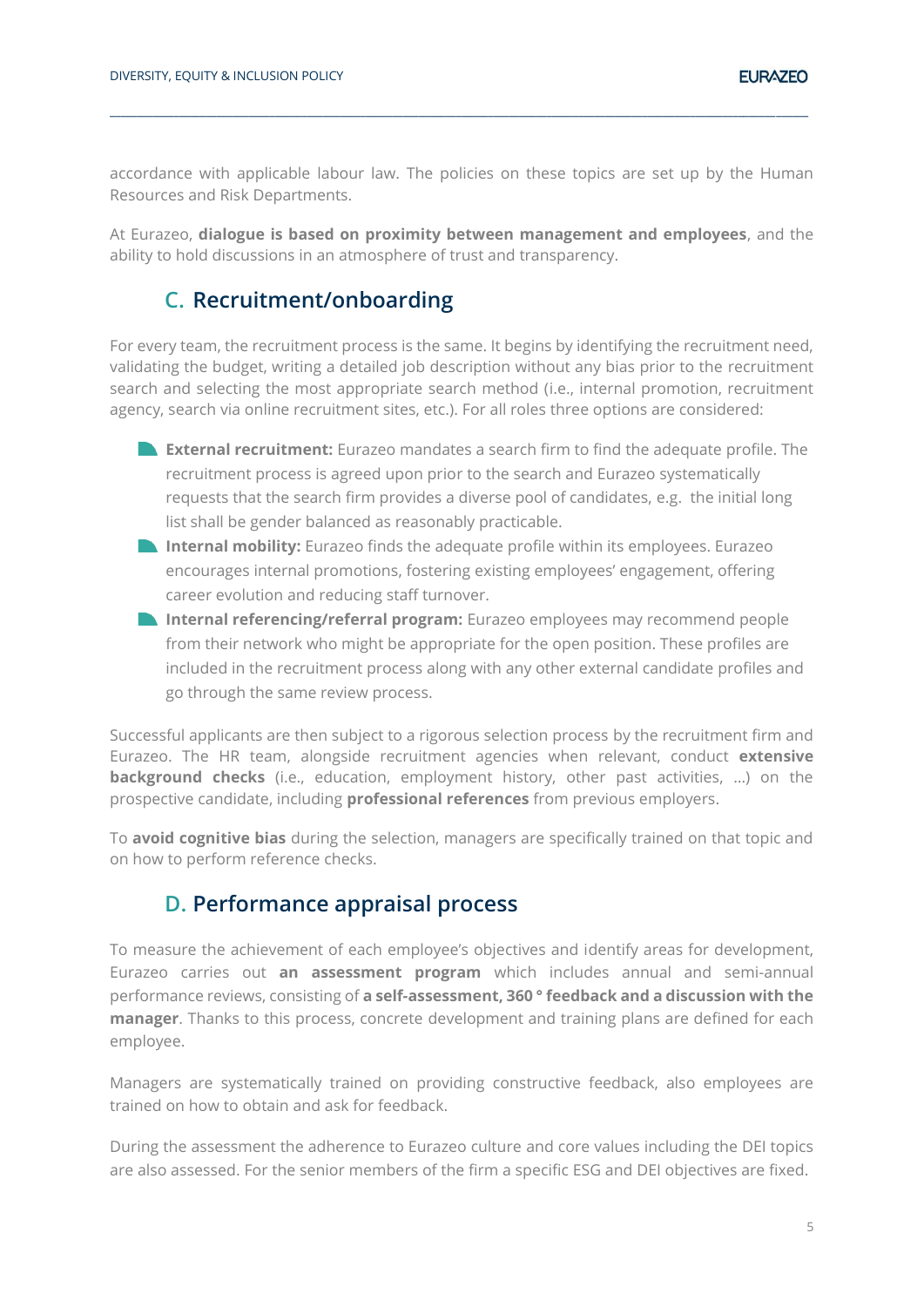accordance with applicable labour law. The policies on these topics are set up by the Human Resources and Risk Departments.

At Eurazeo, **dialogue is based on proximity between management and employees**, and the ability to hold discussions in an atmosphere of trust and transparency.

## C. Recruitment/onboarding

For every team, the recruitment process is the same. It begins by identifying the recruitment need, validating the budget, writing a detailed job description without any bias prior to the recruitment search and selecting the most appropriate search method (i.e., internal promotion, recruitment agency, search via online recruitment sites, etc.). For all roles three options are considered:

- **External recruitment:** Eurazeo mandates a search firm to find the adequate profile. The recruitment process is agreed upon prior to the search and Eurazeo systematically requests that the search firm provides a diverse pool of candidates, e.g. the initial long list shall be gender balanced as reasonably practicable.
- **Internal mobility:** Eurazeo finds the adequate profile within its employees. Eurazeo encourages internal promotions, fostering existing employees' engagement, offering career evolution and reducing staff turnover.
- **Internal referencing/referral program:** Eurazeo employees may recommend people from their network who might be appropriate for the open position. These profiles are included in the recruitment process along with any other external candidate profiles and go through the same review process.

Successful applicants are then subject to a rigorous selection process by the recruitment firm and Eurazeo. The HR team, alongside recruitment agencies when relevant, conduct **extensive background checks** (i.e., education, employment history, other past activities, ...) on the prospective candidate, including **professional references** from previous employers.

To **avoid cognitive bias** during the selection, managers are specifically trained on that topic and on how to perform reference checks.

## D. Performance appraisal process

To measure the achievement of each employee's objectives and identify areas for development, Eurazeo carries out **an assessment program** which includes annual and semi-annual performance reviews, consisting of **a self-assessment, 360 ° feedback and a discussion with the manager**. Thanks to this process, concrete development and training plans are defined for each employee.

Managers are systematically trained on providing constructive feedback, also employees are trained on how to obtain and ask for feedback.

During the assessment the adherence to Eurazeo culture and core values including the DEI topics are also assessed. For the senior members of the firm a specific ESG and DEI objectives are fixed.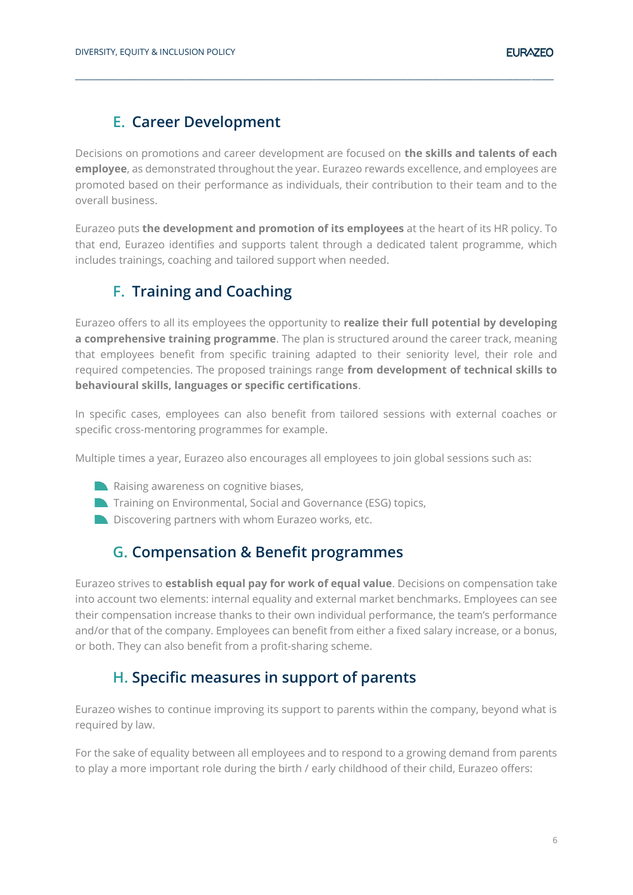## E. Career Development

Decisions on promotions and career development are focused on **the skills and talents of each employee**, as demonstrated throughout the year. Eurazeo rewards excellence, and employees are promoted based on their performance as individuals, their contribution to their team and to the overall business.

Eurazeo puts **the development and promotion of its employees** at the heart of its HR policy. To that end, Eurazeo identifies and supports talent through a dedicated talent programme, which includes trainings, coaching and tailored support when needed.

## F. Training and Coaching

Eurazeo offers to all its employees the opportunity to **realize their full potential by developing a comprehensive training programme**. The plan is structured around the career track, meaning that employees benefit from specific training adapted to their seniority level, their role and required competencies. The proposed trainings range **from development of technical skills to behavioural skills, languages or specific certifications**.

In specific cases, employees can also benefit from tailored sessions with external coaches or specific cross-mentoring programmes for example.

Multiple times a year, Eurazeo also encourages all employees to join global sessions such as:

- Raising awareness on cognitive biases,
- Training on Environmental, Social and Governance (ESG) topics,
- Discovering partners with whom Eurazeo works, etc.

## G. Compensation & Benefit programmes

Eurazeo strives to **establish equal pay for work of equal value**. Decisions on compensation take into account two elements: internal equality and external market benchmarks. Employees can see their compensation increase thanks to their own individual performance, the team's performance and/or that of the company. Employees can benefit from either a fixed salary increase, or a bonus, or both. They can also benefit from a profit-sharing scheme.

## H. Specific measures in support of parents

Eurazeo wishes to continue improving its support to parents within the company, beyond what is required by law.

For the sake of equality between all employees and to respond to a growing demand from parents to play a more important role during the birth / early childhood of their child, Eurazeo offers: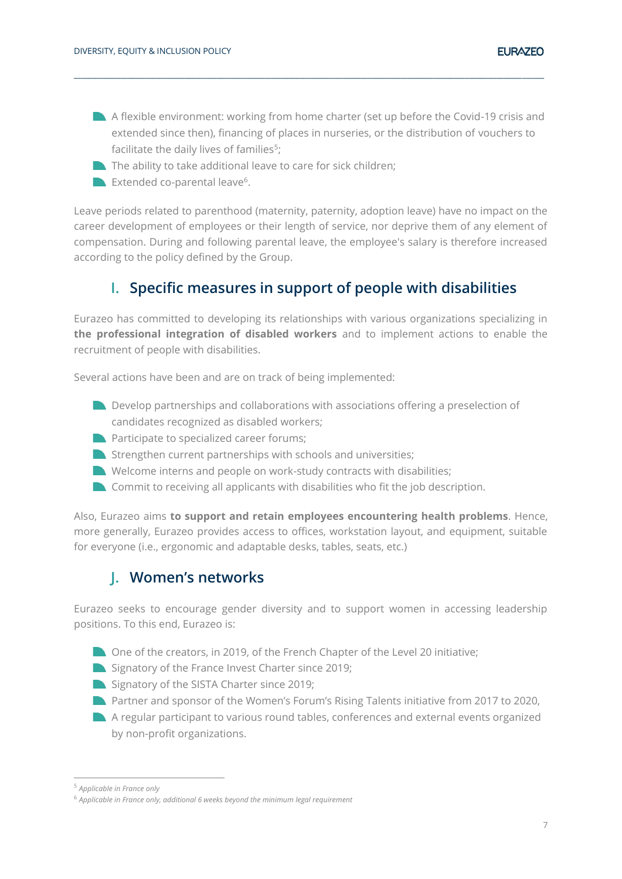- A flexible environment: working from home charter (set up before the Covid-19 crisis and extended since then), financing of places in nurseries, or the distribution of vouchers to facilitate the daily lives of families[5];
- The ability to take additional leave to care for sick children;
- Extended co-parental leave[6].

Leave periods related to parenthood (maternity, paternity, adoption leave) have no impact on the career development of employees or their length of service, nor deprive them of any element of compensation. During and following parental leave, the employee's salary is therefore increased according to the policy defined by the Group.

## I. Specific measures in support of people with disabilities

Eurazeo has committed to developing its relationships with various organizations specializing in **the professional integration of disabled workers** and to implement actions to enable the recruitment of people with disabilities.

Several actions have been and are on track of being implemented:

- Develop partnerships and collaborations with associations offering a preselection of candidates recognized as disabled workers;
- Participate to specialized career forums;
- Strengthen current partnerships with schools and universities;
- Welcome interns and people on work-study contracts with disabilities;
- Commit to receiving all applicants with disabilities who fit the job description.

Also, Eurazeo aims **to support and retain employees encountering health problems**. Hence, more generally, Eurazeo provides access to offices, workstation layout, and equipment, suitable for everyone (i.e., ergonomic and adaptable desks, tables, seats, etc.)

## J. Women's networks

Eurazeo seeks to encourage gender diversity and to support women in accessing leadership positions. To this end, Eurazeo is:

- One of the creators, in 2019, of the French Chapter of the Level 20 initiative;
- Signatory of the France Invest Charter since 2019;
- Signatory of the SISTA Charter since 2019;
- Partner and sponsor of the Women's Forum's Rising Talents initiative from 2017 to 2020,
- A regular participant to various round tables, conferences and external events organized by non-profit organizations.

---

[5] *Applicable in France only*

[6] *Applicable in France only, additional 6 weeks beyond the minimum legal requirement*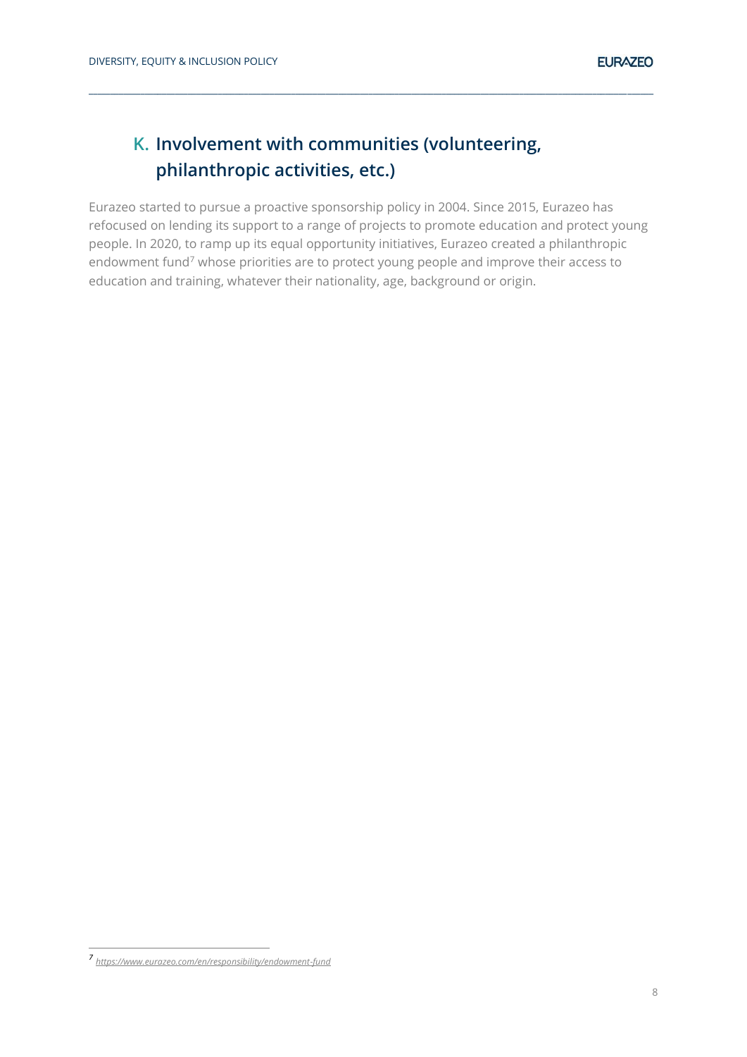## K. Involvement with communities (volunteering, philanthropic activities, etc.)

Eurazeo started to pursue a proactive sponsorship policy in 2004. Since 2015, Eurazeo has refocused on lending its support to a range of projects to promote education and protect young people. In 2020, to ramp up its equal opportunity initiatives, Eurazeo created a philanthropic endowment fund[7] whose priorities are to protect young people and improve their access to education and training, whatever their nationality, age, background or origin.

---

[7] https://www.eurazeo.com/en/responsibility/endowment-fund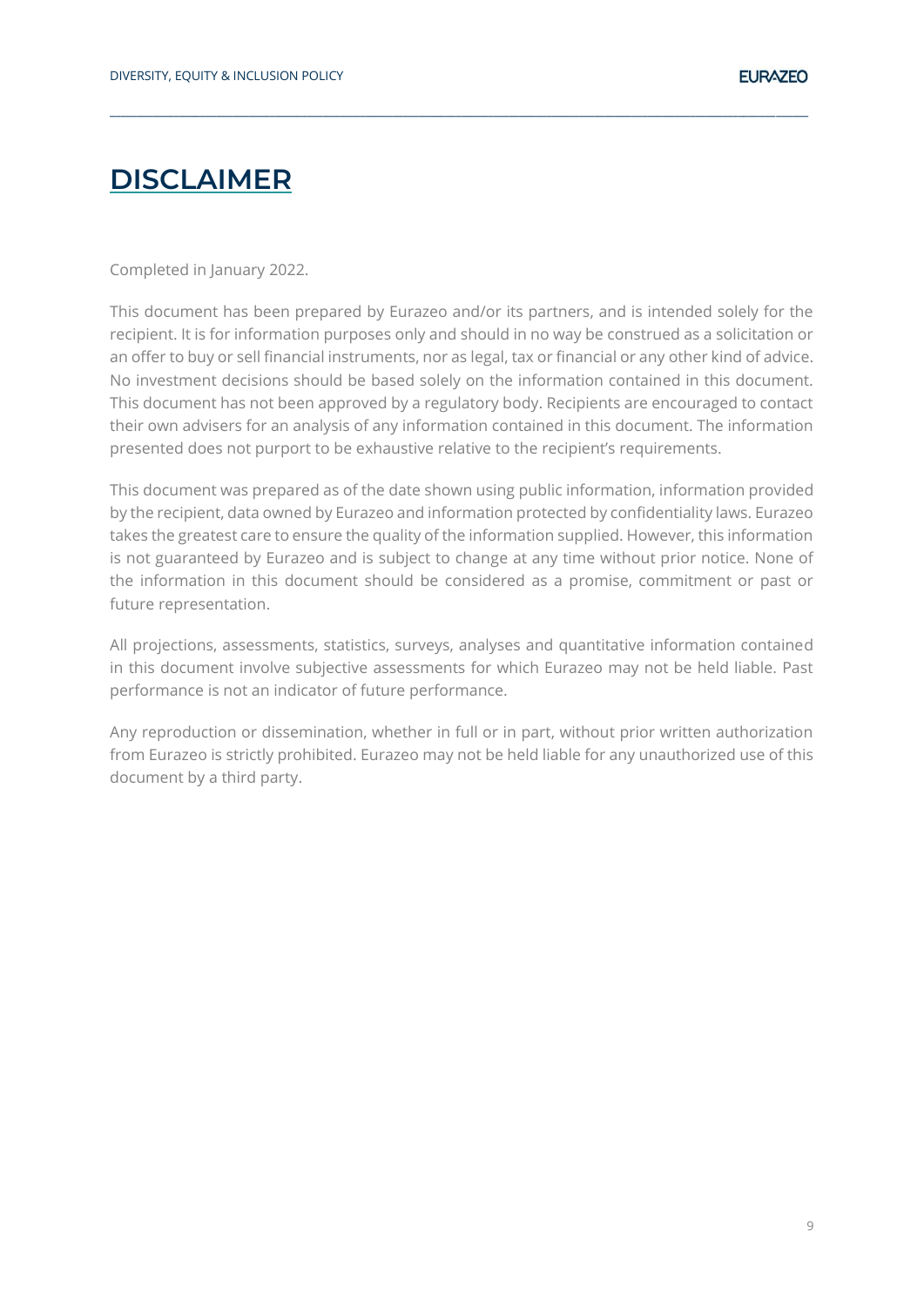# DISCLAIMER

Completed in January 2022.

This document has been prepared by Eurazeo and/or its partners, and is intended solely for the recipient. It is for information purposes only and should in no way be construed as a solicitation or an offer to buy or sell financial instruments, nor as legal, tax or financial or any other kind of advice. No investment decisions should be based solely on the information contained in this document. This document has not been approved by a regulatory body. Recipients are encouraged to contact their own advisers for an analysis of any information contained in this document. The information presented does not purport to be exhaustive relative to the recipient's requirements.

This document was prepared as of the date shown using public information, information provided by the recipient, data owned by Eurazeo and information protected by confidentiality laws. Eurazeo takes the greatest care to ensure the quality of the information supplied. However, this information is not guaranteed by Eurazeo and is subject to change at any time without prior notice. None of the information in this document should be considered as a promise, commitment or past or future representation.

All projections, assessments, statistics, surveys, analyses and quantitative information contained in this document involve subjective assessments for which Eurazeo may not be held liable. Past performance is not an indicator of future performance.

Any reproduction or dissemination, whether in full or in part, without prior written authorization from Eurazeo is strictly prohibited. Eurazeo may not be held liable for any unauthorized use of this document by a third party.